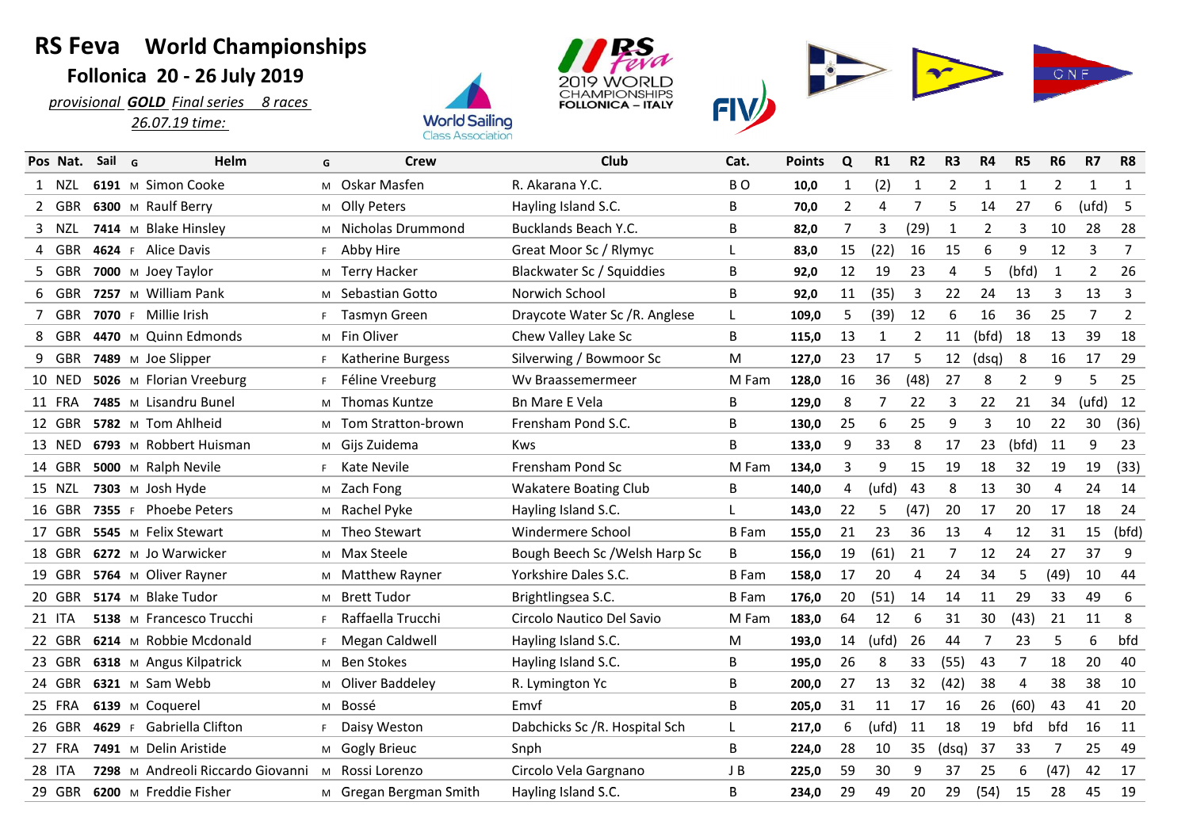# RS Feva World Championships

## Follonica 20 - 26 July 2019

*provisional **GOLD** Final series 8 races*

*26.07.19 time:*

| Pos | Nat. | Sail | G | Helm | G | Crew | Club | Cat. | Points | Q | R1 | R2 | R3 | R4 | R5 | R6 | R7 | R8 |
|---|---|---|---|---|---|---|---|---|---|---|---|---|---|---|---|---|---|---|
| 1 | NZL | **6191** | M | Simon Cooke | M | Oskar Masfen | R. Akarana Y.C. | B O | **10,0** | 1 | (2) | 1 | 2 | 1 | 1 | 2 | 1 | 1 |
| 2 | GBR | **6300** | M | Raulf Berry | M | Olly Peters | Hayling Island S.C. | B | **70,0** | 2 | 4 | 7 | 5 | 14 | 27 | 6 | (ufd) | 5 |
| 3 | NZL | **7414** | M | Blake Hinsley | M | Nicholas Drummond | Bucklands Beach Y.C. | B | **82,0** | 7 | 3 | (29) | 1 | 2 | 3 | 10 | 28 | 28 |
| 4 | GBR | **4624** | F | Alice Davis | F | Abby Hire | Great Moor Sc / Rlymyc | L | **83,0** | 15 | (22) | 16 | 15 | 6 | 9 | 12 | 3 | 7 |
| 5 | GBR | **7000** | M | Joey Taylor | M | Terry Hacker | Blackwater Sc / Squiddies | B | **92,0** | 12 | 19 | 23 | 4 | 5 | (bfd) | 1 | 2 | 26 |
| 6 | GBR | **7257** | M | William Pank | M | Sebastian Gotto | Norwich School | B | **92,0** | 11 | (35) | 3 | 22 | 24 | 13 | 3 | 13 | 3 |
| 7 | GBR | **7070** | F | Millie Irish | F | Tasmyn Green | Draycote Water Sc /R. Anglese | L | **109,0** | 5 | (39) | 12 | 6 | 16 | 36 | 25 | 7 | 2 |
| 8 | GBR | **4470** | M | Quinn Edmonds | M | Fin Oliver | Chew Valley Lake Sc | B | **115,0** | 13 | 1 | 2 | 11 | (bfd) | 18 | 13 | 39 | 18 |
| 9 | GBR | **7489** | M | Joe Slipper | F | Katherine Burgess | Silverwing / Bowmoor Sc | M | **127,0** | 23 | 17 | 5 | 12 | (dsq) | 8 | 16 | 17 | 29 |
| 10 | NED | **5026** | M | Florian Vreeburg | F | Féline Vreeburg | Wv Braassemermeer | M Fam | **128,0** | 16 | 36 | (48) | 27 | 8 | 2 | 9 | 5 | 25 |
| 11 | FRA | **7485** | M | Lisandru Bunel | M | Thomas Kuntze | Bn Mare E Vela | B | **129,0** | 8 | 7 | 22 | 3 | 22 | 21 | 34 | (ufd) | 12 |
| 12 | GBR | **5782** | M | Tom Ahlheid | M | Tom Stratton-brown | Frensham Pond S.C. | B | **130,0** | 25 | 6 | 25 | 9 | 3 | 10 | 22 | 30 | (36) |
| 13 | NED | **6793** | M | Robbert Huisman | M | Gijs Zuidema | Kws | B | **133,0** | 9 | 33 | 8 | 17 | 23 | (bfd) | 11 | 9 | 23 |
| 14 | GBR | **5000** | M | Ralph Nevile | F | Kate Nevile | Frensham Pond Sc | M Fam | **134,0** | 3 | 9 | 15 | 19 | 18 | 32 | 19 | 19 | (33) |
| 15 | NZL | **7303** | M | Josh Hyde | M | Zach Fong | Wakatere Boating Club | B | **140,0** | 4 | (ufd) | 43 | 8 | 13 | 30 | 4 | 24 | 14 |
| 16 | GBR | **7355** | F | Phoebe Peters | M | Rachel Pyke | Hayling Island S.C. | L | **143,0** | 22 | 5 | (47) | 20 | 17 | 20 | 17 | 18 | 24 |
| 17 | GBR | **5545** | M | Felix Stewart | M | Theo Stewart | Windermere School | B Fam | **155,0** | 21 | 23 | 36 | 13 | 4 | 12 | 31 | 15 | (bfd) |
| 18 | GBR | **6272** | M | Jo Warwicker | M | Max Steele | Bough Beech Sc /Welsh Harp Sc | B | **156,0** | 19 | (61) | 21 | 7 | 12 | 24 | 27 | 37 | 9 |
| 19 | GBR | **5764** | M | Oliver Rayner | M | Matthew Rayner | Yorkshire Dales S.C. | B Fam | **158,0** | 17 | 20 | 4 | 24 | 34 | 5 | (49) | 10 | 44 |
| 20 | GBR | **5174** | M | Blake Tudor | M | Brett Tudor | Brightlingsea S.C. | B Fam | **176,0** | 20 | (51) | 14 | 14 | 11 | 29 | 33 | 49 | 6 |
| 21 | ITA | **5138** | M | Francesco Trucchi | F | Raffaella Trucchi | Circolo Nautico Del Savio | M Fam | **183,0** | 64 | 12 | 6 | 31 | 30 | (43) | 21 | 11 | 8 |
| 22 | GBR | **6214** | M | Robbie Mcdonald | F | Megan Caldwell | Hayling Island S.C. | M | **193,0** | 14 | (ufd) | 26 | 44 | 7 | 23 | 5 | 6 | bfd |
| 23 | GBR | **6318** | M | Angus Kilpatrick | M | Ben Stokes | Hayling Island S.C. | B | **195,0** | 26 | 8 | 33 | (55) | 43 | 7 | 18 | 20 | 40 |
| 24 | GBR | **6321** | M | Sam Webb | M | Oliver Baddeley | R. Lymington Yc | B | **200,0** | 27 | 13 | 32 | (42) | 38 | 4 | 38 | 38 | 10 |
| 25 | FRA | **6139** | M | Coquerel | M | Bossé | Emvf | B | **205,0** | 31 | 11 | 17 | 16 | 26 | (60) | 43 | 41 | 20 |
| 26 | GBR | **4629** | F | Gabriella Clifton | F | Daisy Weston | Dabchicks Sc /R. Hospital Sch | L | **217,0** | 6 | (ufd) | 11 | 18 | 19 | bfd | bfd | 16 | 11 |
| 27 | FRA | **7491** | M | Delin Aristide | M | Gogly Brieuc | Snph | B | **224,0** | 28 | 10 | 35 | (dsq) | 37 | 33 | 7 | 25 | 49 |
| 28 | ITA | **7298** | M | Andreoli Riccardo Giovanni | M | Rossi Lorenzo | Circolo Vela Gargnano | J B | **225,0** | 59 | 30 | 9 | 37 | 25 | 6 | (47) | 42 | 17 |
| 29 | GBR | **6200** | M | Freddie Fisher | M | Gregan Bergman Smith | Hayling Island S.C. | B | **234,0** | 29 | 49 | 20 | 29 | (54) | 15 | 28 | 45 | 19 |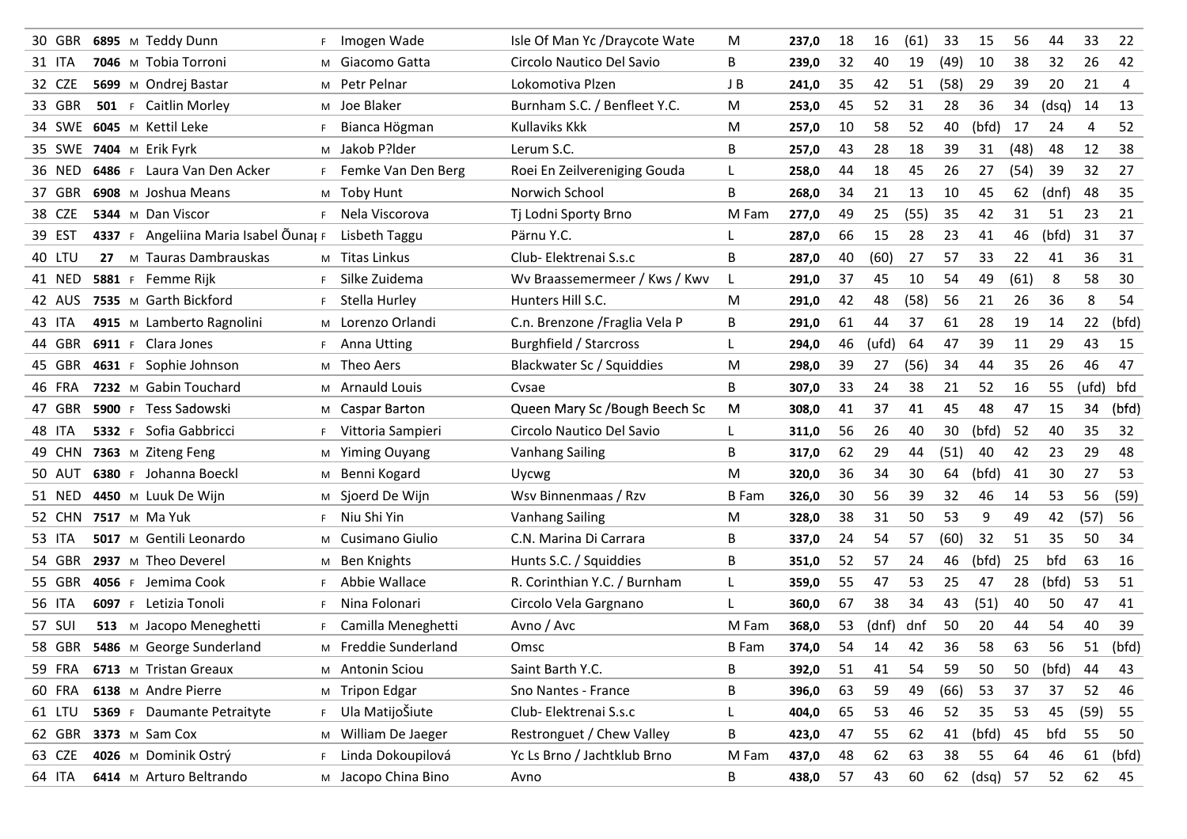| | | | | | | | | | | | | | | | | | | | | |
|---|---|---|---|---|---|---|---|---|---|---|---|---|---|---|---|---|---|---|---|---|
| 30 | GBR | 6895 | M | Teddy Dunn | F | Imogen Wade | Isle Of Man Yc /Draycote Wate | M | 237,0 | 18 | 16 | (61) | 33 | 15 | 56 | 44 | 33 | 22 |
| 31 | ITA | 7046 | M | Tobia Torroni | M | Giacomo Gatta | Circolo Nautico Del Savio | B | 239,0 | 32 | 40 | 19 | (49) | 10 | 38 | 32 | 26 | 42 |
| 32 | CZE | 5699 | M | Ondrej Bastar | M | Petr Pelnar | Lokomotiva Plzen | J B | 241,0 | 35 | 42 | 51 | (58) | 29 | 39 | 20 | 21 | 4 |
| 33 | GBR | 501 | F | Caitlin Morley | M | Joe Blaker | Burnham S.C. / Benfleet Y.C. | M | 253,0 | 45 | 52 | 31 | 28 | 36 | 34 | (dsq) | 14 | 13 |
| 34 | SWE | 6045 | M | Kettil Leke | F | Bianca Högman | Kullaviks Kkk | M | 257,0 | 10 | 58 | 52 | 40 | (bfd) | 17 | 24 | 4 | 52 |
| 35 | SWE | 7404 | M | Erik Fyrk | M | Jakob P?lder | Lerum S.C. | B | 257,0 | 43 | 28 | 18 | 39 | 31 | (48) | 48 | 12 | 38 |
| 36 | NED | 6486 | F | Laura Van Den Acker | F | Femke Van Den Berg | Roei En Zeilvereniging Gouda | L | 258,0 | 44 | 18 | 45 | 26 | 27 | (54) | 39 | 32 | 27 |
| 37 | GBR | 6908 | M | Joshua Means | M | Toby Hunt | Norwich School | B | 268,0 | 34 | 21 | 13 | 10 | 45 | 62 | (dnf) | 48 | 35 |
| 38 | CZE | 5344 | M | Dan Viscor | F | Nela Viscorova | Tj Lodni Sporty Brno | M Fam | 277,0 | 49 | 25 | (55) | 35 | 42 | 31 | 51 | 23 | 21 |
| 39 | EST | 4337 | F | Angeliina Maria Isabel Õunap | F | Lisbeth Taggu | Pärnu Y.C. | L | 287,0 | 66 | 15 | 28 | 23 | 41 | 46 | (bfd) | 31 | 37 |
| 40 | LTU | 27 | M | Tauras Dambrauskas | M | Titas Linkus | Club- Elektrenai S.s.c | B | 287,0 | 40 | (60) | 27 | 57 | 33 | 22 | 41 | 36 | 31 |
| 41 | NED | 5881 | F | Femme Rijk | F | Silke Zuidema | Wv Braassemermeer / Kws / Kwv | L | 291,0 | 37 | 45 | 10 | 54 | 49 | (61) | 8 | 58 | 30 |
| 42 | AUS | 7535 | M | Garth Bickford | F | Stella Hurley | Hunters Hill S.C. | M | 291,0 | 42 | 48 | (58) | 56 | 21 | 26 | 36 | 8 | 54 |
| 43 | ITA | 4915 | M | Lamberto Ragnolini | M | Lorenzo Orlandi | C.n. Brenzone /Fraglia Vela P | B | 291,0 | 61 | 44 | 37 | 61 | 28 | 19 | 14 | 22 | (bfd) |
| 44 | GBR | 6911 | F | Clara Jones | F | Anna Utting | Burghfield / Starcross | L | 294,0 | 46 | (ufd) | 64 | 47 | 39 | 11 | 29 | 43 | 15 |
| 45 | GBR | 4631 | F | Sophie Johnson | M | Theo Aers | Blackwater Sc / Squiddies | M | 298,0 | 39 | 27 | (56) | 34 | 44 | 35 | 26 | 46 | 47 |
| 46 | FRA | 7232 | M | Gabin Touchard | M | Arnauld Louis | Cvsae | B | 307,0 | 33 | 24 | 38 | 21 | 52 | 16 | 55 | (ufd) | bfd |
| 47 | GBR | 5900 | F | Tess Sadowski | M | Caspar Barton | Queen Mary Sc /Bough Beech Sc | M | 308,0 | 41 | 37 | 41 | 45 | 48 | 47 | 15 | 34 | (bfd) |
| 48 | ITA | 5332 | F | Sofia Gabbricci | F | Vittoria Sampieri | Circolo Nautico Del Savio | L | 311,0 | 56 | 26 | 40 | 30 | (bfd) | 52 | 40 | 35 | 32 |
| 49 | CHN | 7363 | M | Ziteng Feng | M | Yiming Ouyang | Vanhang Sailing | B | 317,0 | 62 | 29 | 44 | (51) | 40 | 42 | 23 | 29 | 48 |
| 50 | AUT | 6380 | F | Johanna Boeckl | M | Benni Kogard | Uycwg | M | 320,0 | 36 | 34 | 30 | 64 | (bfd) | 41 | 30 | 27 | 53 |
| 51 | NED | 4450 | M | Luuk De Wijn | M | Sjoerd De Wijn | Wsv Binnenmaas / Rzv | B Fam | 326,0 | 30 | 56 | 39 | 32 | 46 | 14 | 53 | 56 | (59) |
| 52 | CHN | 7517 | M | Ma Yuk | F | Niu Shi Yin | Vanhang Sailing | M | 328,0 | 38 | 31 | 50 | 53 | 9 | 49 | 42 | (57) | 56 |
| 53 | ITA | 5017 | M | Gentili Leonardo | M | Cusimano Giulio | C.N. Marina Di Carrara | B | 337,0 | 24 | 54 | 57 | (60) | 32 | 51 | 35 | 50 | 34 |
| 54 | GBR | 2937 | M | Theo Deverel | M | Ben Knights | Hunts S.C. / Squiddies | B | 351,0 | 52 | 57 | 24 | 46 | (bfd) | 25 | bfd | 63 | 16 |
| 55 | GBR | 4056 | F | Jemima Cook | F | Abbie Wallace | R. Corinthian Y.C. / Burnham | L | 359,0 | 55 | 47 | 53 | 25 | 47 | 28 | (bfd) | 53 | 51 |
| 56 | ITA | 6097 | F | Letizia Tonoli | F | Nina Folonari | Circolo Vela Gargnano | L | 360,0 | 67 | 38 | 34 | 43 | (51) | 40 | 50 | 47 | 41 |
| 57 | SUI | 513 | M | Jacopo Meneghetti | F | Camilla Meneghetti | Avno / Avc | M Fam | 368,0 | 53 | (dnf) | dnf | 50 | 20 | 44 | 54 | 40 | 39 |
| 58 | GBR | 5486 | M | George Sunderland | M | Freddie Sunderland | Omsc | B Fam | 374,0 | 54 | 14 | 42 | 36 | 58 | 63 | 56 | 51 | (bfd) |
| 59 | FRA | 6713 | M | Tristan Greaux | M | Antonin Sciou | Saint Barth Y.C. | B | 392,0 | 51 | 41 | 54 | 59 | 50 | 50 | (bfd) | 44 | 43 |
| 60 | FRA | 6138 | M | Andre Pierre | M | Tripon Edgar | Sno Nantes - France | B | 396,0 | 63 | 59 | 49 | (66) | 53 | 37 | 37 | 52 | 46 |
| 61 | LTU | 5369 | F | Daumante Petraityte | F | Ula MatijoŠiute | Club- Elektrenai S.s.c | L | 404,0 | 65 | 53 | 46 | 52 | 35 | 53 | 45 | (59) | 55 |
| 62 | GBR | 3373 | M | Sam Cox | M | William De Jaeger | Restronguet / Chew Valley | B | 423,0 | 47 | 55 | 62 | 41 | (bfd) | 45 | bfd | 55 | 50 |
| 63 | CZE | 4026 | M | Dominik Ostrý | F | Linda Dokoupilová | Yc Ls Brno / Jachtklub Brno | M Fam | 437,0 | 48 | 62 | 63 | 38 | 55 | 64 | 46 | 61 | (bfd) |
| 64 | ITA | 6414 | M | Arturo Beltrando | M | Jacopo China Bino | Avno | B | 438,0 | 57 | 43 | 60 | 62 | (dsq) | 57 | 52 | 62 | 45 |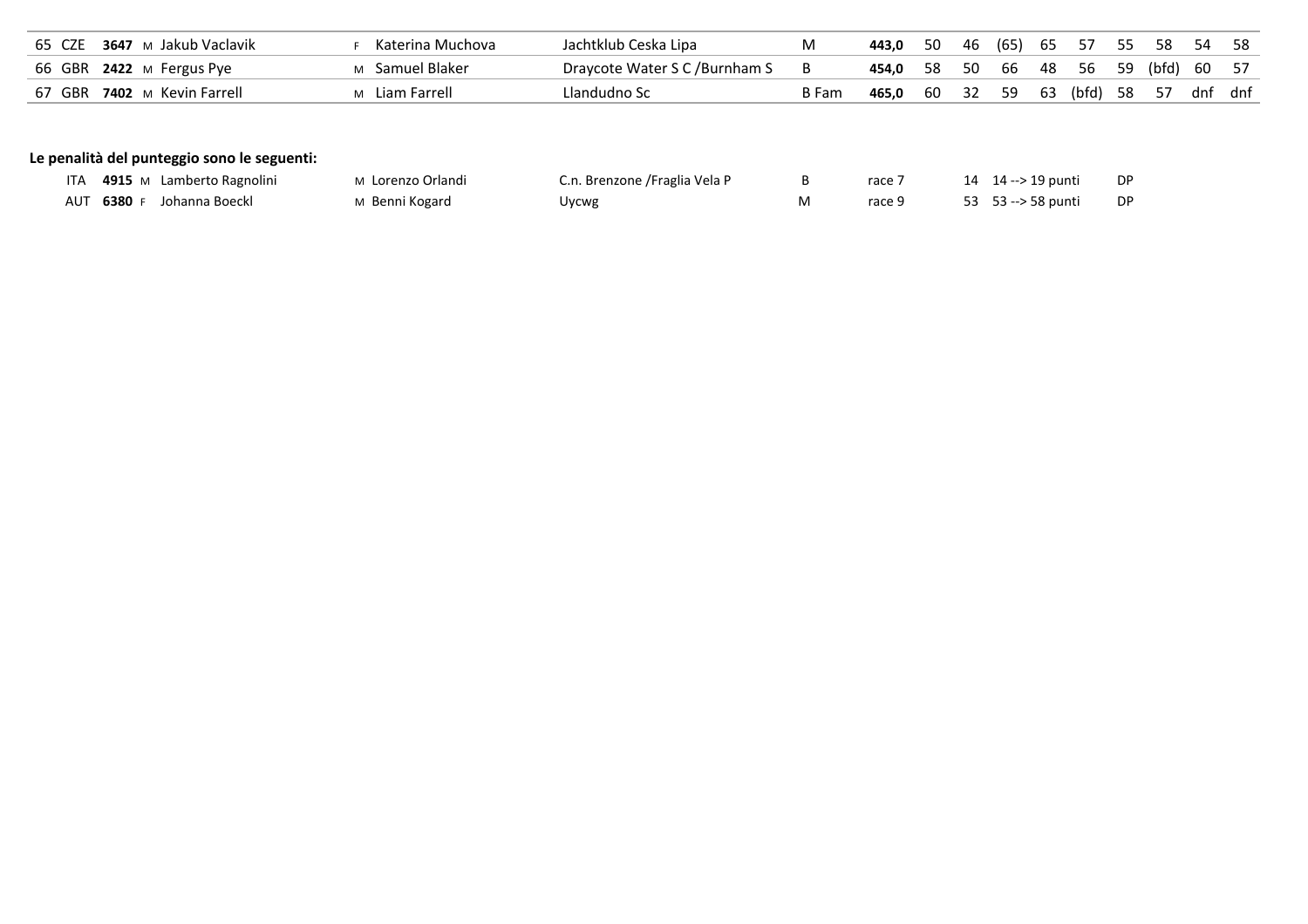| | | | | | | | | | | | | | | | | | | | | |
|---|---|---|---|---|---|---|---|---|---|---|---|---|---|---|---|---|---|---|---|---|
| 65 | CZE | **3647** | M | Jakub Vaclavik | F | Katerina Muchova | Jachtklub Ceska Lipa | M | **443,0** | 50 | 46 | (65) | 65 | 57 | 55 | 58 | 54 | 58 | | |
| 66 | GBR | **2422** | M | Fergus Pye | M | Samuel Blaker | Draycote Water S C /Burnham S | B | **454,0** | 58 | 50 | 66 | 48 | 56 | 59 | (bfd) | 60 | 57 | | |
| 67 | GBR | **7402** | M | Kevin Farrell | M | Liam Farrell | Llandudno Sc | B Fam | **465,0** | 60 | 32 | 59 | 63 | (bfd) | 58 | 57 | dnf | dnf | | |

**Le penalità del punteggio sono le seguenti:**

| | | | | | | | | | | |
|---|---|---|---|---|---|---|---|---|---|---|
| ITA | **4915** | M | Lamberto Ragnolini | M | Lorenzo Orlandi | C.n. Brenzone /Fraglia Vela P | B | race 7 | 14 | 14 --> 19 punti | DP |
| AUT | **6380** | F | Johanna Boeckl | M | Benni Kogard | Uycwg | M | race 9 | 53 | 53 --> 58 punti | DP |